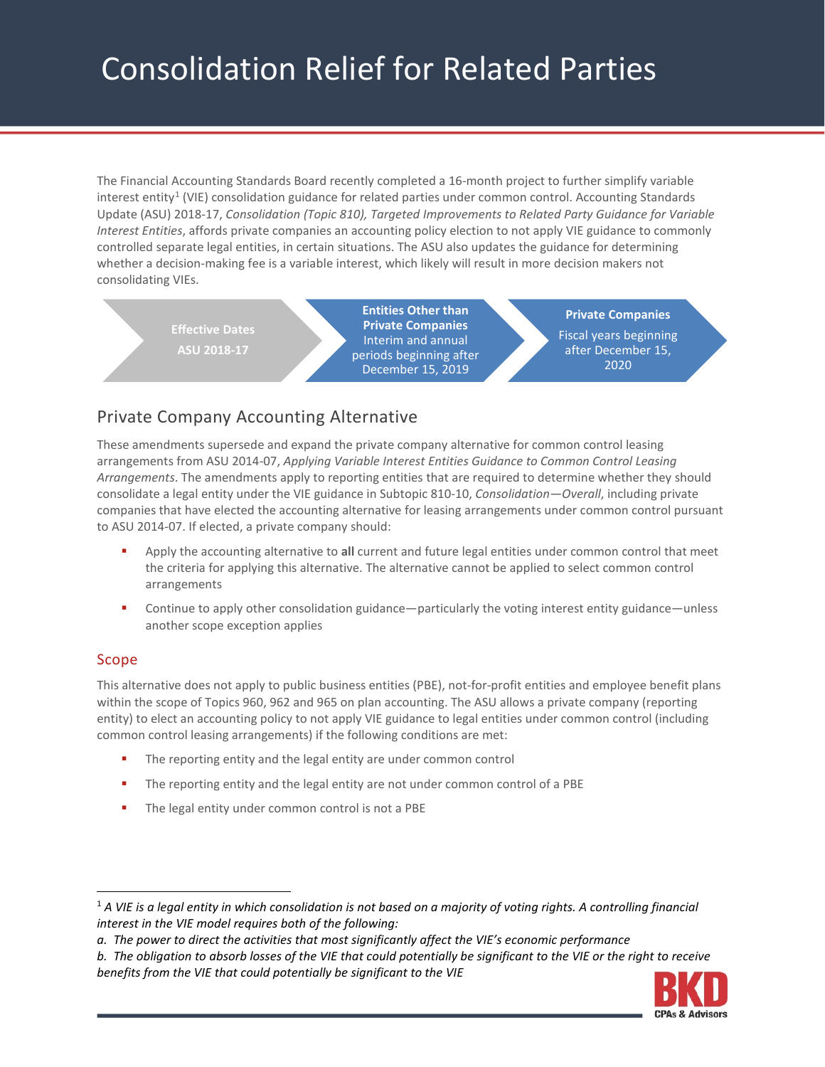# Consolidation Relief for Related Parties

The Financial Accounting Standards Board recently completed a 16-month project to further simplify variable interest entity[1] (VIE) consolidation guidance for related parties under common control. Accounting Standards Update (ASU) 2018-17, *Consolidation (Topic 810), Targeted Improvements to Related Party Guidance for Variable Interest Entities*, affords private companies an accounting policy election to not apply VIE guidance to commonly controlled separate legal entities, in certain situations. The ASU also updates the guidance for determining whether a decision-making fee is a variable interest, which likely will result in more decision makers not consolidating VIEs.

| Effective Dates ASU 2018-17 | Entities Other than Private Companies | Private Companies |
|---|---|---|
| | Interim and annual periods beginning after December 15, 2019 | Fiscal years beginning after December 15, 2020 |

## Private Company Accounting Alternative

These amendments supersede and expand the private company alternative for common control leasing arrangements from ASU 2014-07, *Applying Variable Interest Entities Guidance to Common Control Leasing Arrangements*. The amendments apply to reporting entities that are required to determine whether they should consolidate a legal entity under the VIE guidance in Subtopic 810-10, *Consolidation—Overall*, including private companies that have elected the accounting alternative for leasing arrangements under common control pursuant to ASU 2014-07. If elected, a private company should:

- Apply the accounting alternative to **all** current and future legal entities under common control that meet the criteria for applying this alternative. The alternative cannot be applied to select common control arrangements
- Continue to apply other consolidation guidance—particularly the voting interest entity guidance—unless another scope exception applies

### Scope

This alternative does not apply to public business entities (PBE), not-for-profit entities and employee benefit plans within the scope of Topics 960, 962 and 965 on plan accounting. The ASU allows a private company (reporting entity) to elect an accounting policy to not apply VIE guidance to legal entities under common control (including common control leasing arrangements) if the following conditions are met:

- The reporting entity and the legal entity are under common control
- The reporting entity and the legal entity are not under common control of a PBE
- The legal entity under common control is not a PBE

---

[1] *A VIE is a legal entity in which consolidation is not based on a majority of voting rights. A controlling financial interest in the VIE model requires both of the following:*

*a. The power to direct the activities that most significantly affect the VIE's economic performance*

*b. The obligation to absorb losses of the VIE that could potentially be significant to the VIE or the right to receive benefits from the VIE that could potentially be significant to the VIE*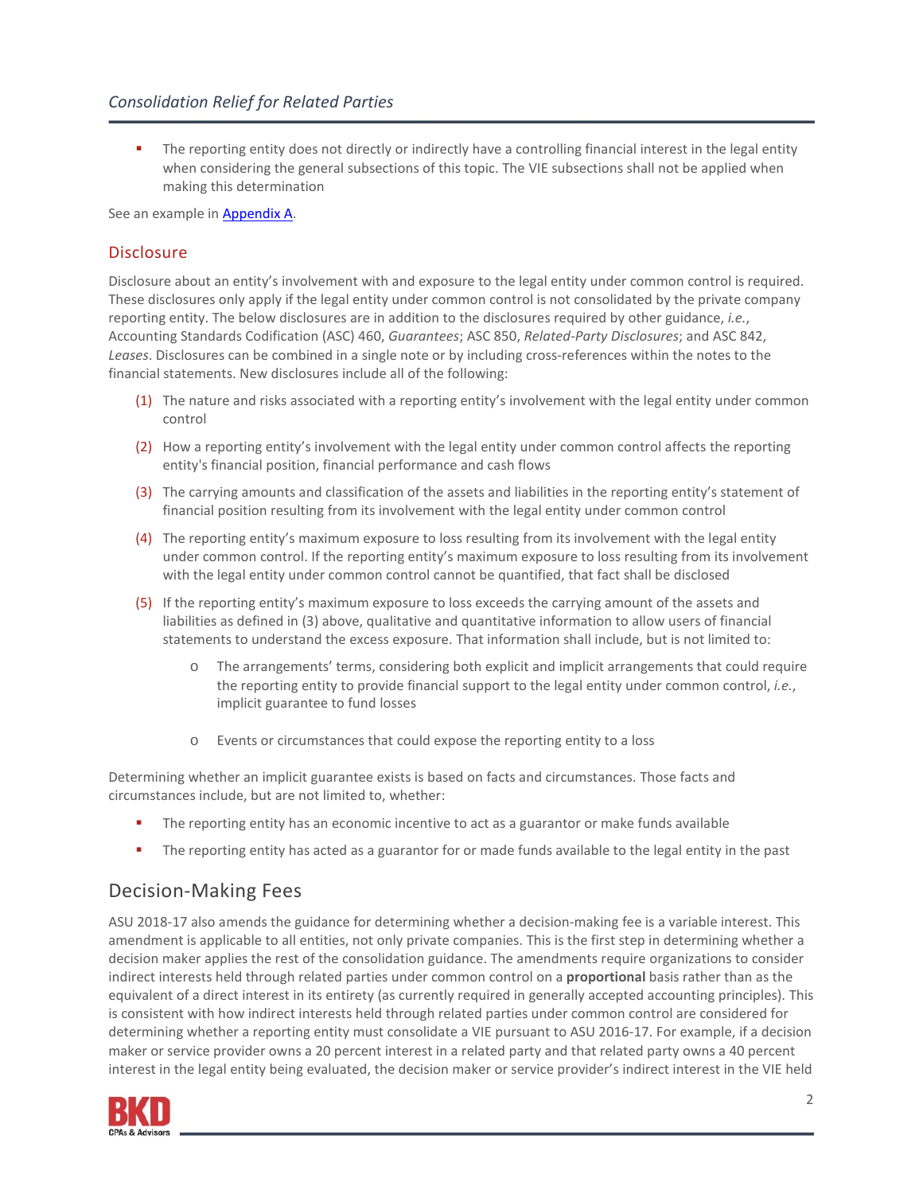- The reporting entity does not directly or indirectly have a controlling financial interest in the legal entity when considering the general subsections of this topic. The VIE subsections shall not be applied when making this determination

See an example in [Appendix A](#).

## Disclosure

Disclosure about an entity's involvement with and exposure to the legal entity under common control is required. These disclosures only apply if the legal entity under common control is not consolidated by the private company reporting entity. The below disclosures are in addition to the disclosures required by other guidance, *i.e.*, Accounting Standards Codification (ASC) 460, *Guarantees*; ASC 850, *Related-Party Disclosures*; and ASC 842, *Leases*. Disclosures can be combined in a single note or by including cross-references within the notes to the financial statements. New disclosures include all of the following:

(1) The nature and risks associated with a reporting entity's involvement with the legal entity under common control

(2) How a reporting entity's involvement with the legal entity under common control affects the reporting entity's financial position, financial performance and cash flows

(3) The carrying amounts and classification of the assets and liabilities in the reporting entity's statement of financial position resulting from its involvement with the legal entity under common control

(4) The reporting entity's maximum exposure to loss resulting from its involvement with the legal entity under common control. If the reporting entity's maximum exposure to loss resulting from its involvement with the legal entity under common control cannot be quantified, that fact shall be disclosed

(5) If the reporting entity's maximum exposure to loss exceeds the carrying amount of the assets and liabilities as defined in (3) above, qualitative and quantitative information to allow users of financial statements to understand the excess exposure. That information shall include, but is not limited to:

   - The arrangements' terms, considering both explicit and implicit arrangements that could require the reporting entity to provide financial support to the legal entity under common control, *i.e.*, implicit guarantee to fund losses
   - Events or circumstances that could expose the reporting entity to a loss

Determining whether an implicit guarantee exists is based on facts and circumstances. Those facts and circumstances include, but are not limited to, whether:

- The reporting entity has an economic incentive to act as a guarantor or make funds available
- The reporting entity has acted as a guarantor for or made funds available to the legal entity in the past

# Decision-Making Fees

ASU 2018-17 also amends the guidance for determining whether a decision-making fee is a variable interest. This amendment is applicable to all entities, not only private companies. This is the first step in determining whether a decision maker applies the rest of the consolidation guidance. The amendments require organizations to consider indirect interests held through related parties under common control on a **proportional** basis rather than as the equivalent of a direct interest in its entirety (as currently required in generally accepted accounting principles). This is consistent with how indirect interests held through related parties under common control are considered for determining whether a reporting entity must consolidate a VIE pursuant to ASU 2016-17. For example, if a decision maker or service provider owns a 20 percent interest in a related party and that related party owns a 40 percent interest in the legal entity being evaluated, the decision maker or service provider's indirect interest in the VIE held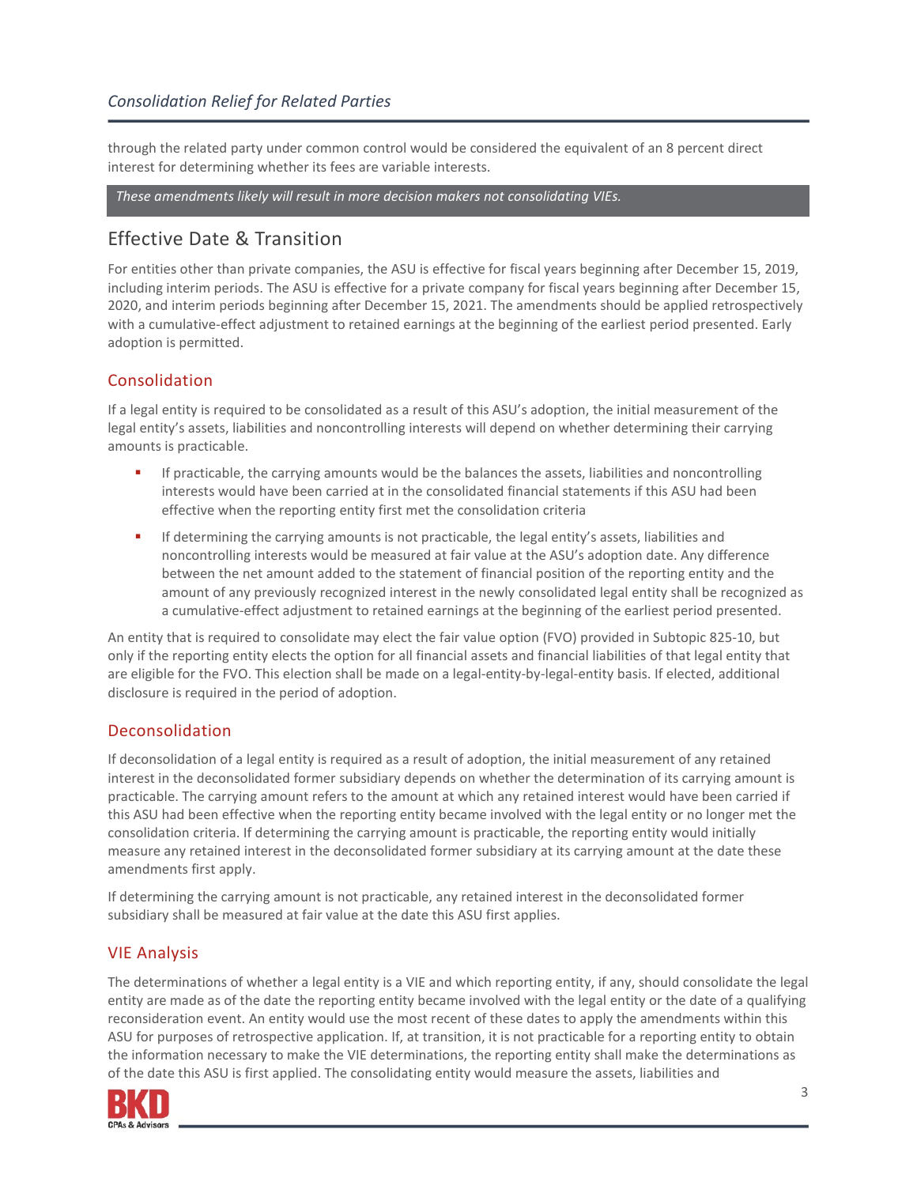through the related party under common control would be considered the equivalent of an 8 percent direct interest for determining whether its fees are variable interests.

*These amendments likely will result in more decision makers not consolidating VIEs.*

## Effective Date & Transition

For entities other than private companies, the ASU is effective for fiscal years beginning after December 15, 2019, including interim periods. The ASU is effective for a private company for fiscal years beginning after December 15, 2020, and interim periods beginning after December 15, 2021. The amendments should be applied retrospectively with a cumulative-effect adjustment to retained earnings at the beginning of the earliest period presented. Early adoption is permitted.

### Consolidation

If a legal entity is required to be consolidated as a result of this ASU's adoption, the initial measurement of the legal entity's assets, liabilities and noncontrolling interests will depend on whether determining their carrying amounts is practicable.

- If practicable, the carrying amounts would be the balances the assets, liabilities and noncontrolling interests would have been carried at in the consolidated financial statements if this ASU had been effective when the reporting entity first met the consolidation criteria
- If determining the carrying amounts is not practicable, the legal entity's assets, liabilities and noncontrolling interests would be measured at fair value at the ASU's adoption date. Any difference between the net amount added to the statement of financial position of the reporting entity and the amount of any previously recognized interest in the newly consolidated legal entity shall be recognized as a cumulative-effect adjustment to retained earnings at the beginning of the earliest period presented.

An entity that is required to consolidate may elect the fair value option (FVO) provided in Subtopic 825-10, but only if the reporting entity elects the option for all financial assets and financial liabilities of that legal entity that are eligible for the FVO. This election shall be made on a legal-entity-by-legal-entity basis. If elected, additional disclosure is required in the period of adoption.

### Deconsolidation

If deconsolidation of a legal entity is required as a result of adoption, the initial measurement of any retained interest in the deconsolidated former subsidiary depends on whether the determination of its carrying amount is practicable. The carrying amount refers to the amount at which any retained interest would have been carried if this ASU had been effective when the reporting entity became involved with the legal entity or no longer met the consolidation criteria. If determining the carrying amount is practicable, the reporting entity would initially measure any retained interest in the deconsolidated former subsidiary at its carrying amount at the date these amendments first apply.

If determining the carrying amount is not practicable, any retained interest in the deconsolidated former subsidiary shall be measured at fair value at the date this ASU first applies.

### VIE Analysis

The determinations of whether a legal entity is a VIE and which reporting entity, if any, should consolidate the legal entity are made as of the date the reporting entity became involved with the legal entity or the date of a qualifying reconsideration event. An entity would use the most recent of these dates to apply the amendments within this ASU for purposes of retrospective application. If, at transition, it is not practicable for a reporting entity to obtain the information necessary to make the VIE determinations, the reporting entity shall make the determinations as of the date this ASU is first applied. The consolidating entity would measure the assets, liabilities and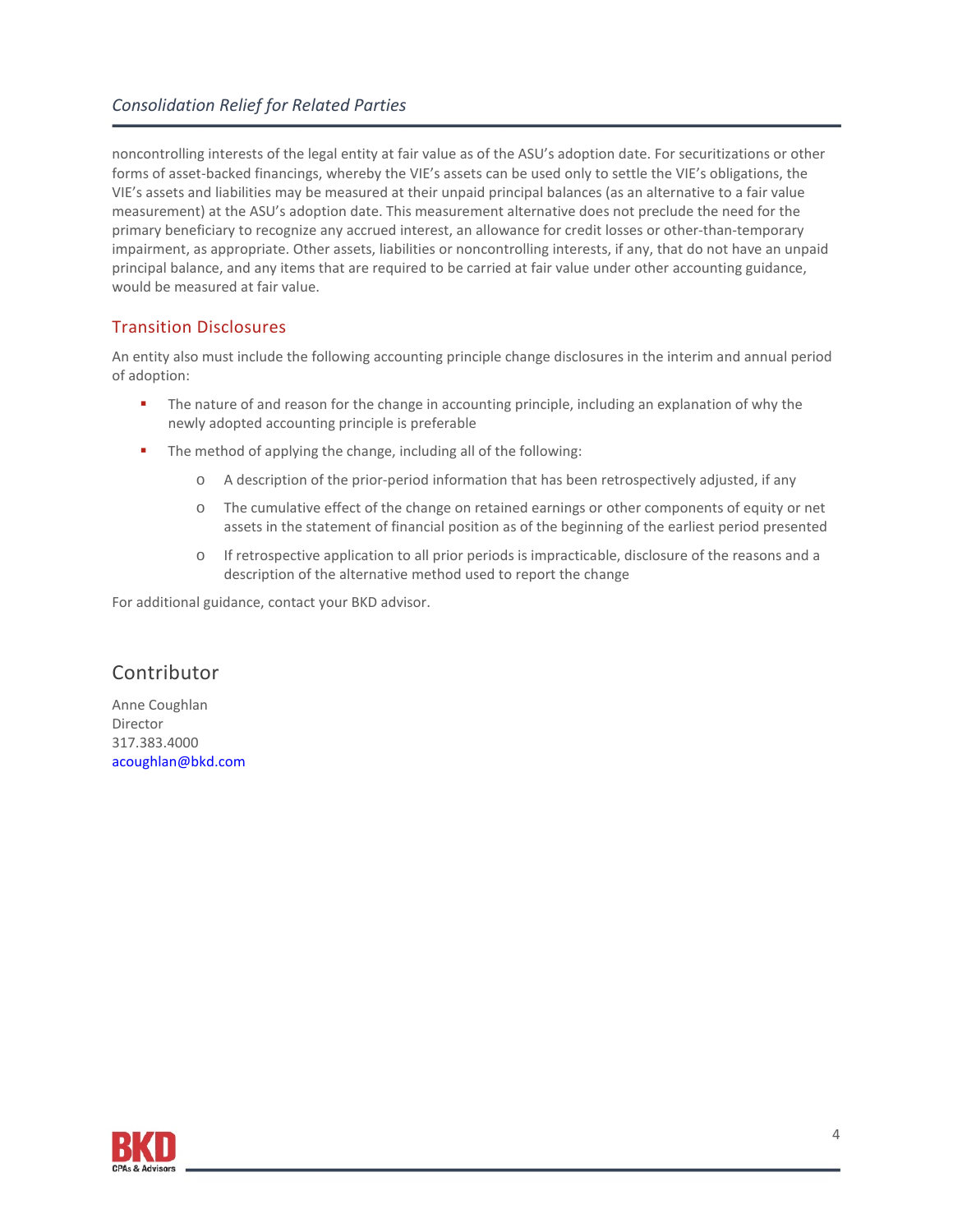noncontrolling interests of the legal entity at fair value as of the ASU's adoption date. For securitizations or other forms of asset-backed financings, whereby the VIE's assets can be used only to settle the VIE's obligations, the VIE's assets and liabilities may be measured at their unpaid principal balances (as an alternative to a fair value measurement) at the ASU's adoption date. This measurement alternative does not preclude the need for the primary beneficiary to recognize any accrued interest, an allowance for credit losses or other-than-temporary impairment, as appropriate. Other assets, liabilities or noncontrolling interests, if any, that do not have an unpaid principal balance, and any items that are required to be carried at fair value under other accounting guidance, would be measured at fair value.

## Transition Disclosures

An entity also must include the following accounting principle change disclosures in the interim and annual period of adoption:

- The nature of and reason for the change in accounting principle, including an explanation of why the newly adopted accounting principle is preferable
- The method of applying the change, including all of the following:
  - A description of the prior-period information that has been retrospectively adjusted, if any
  - The cumulative effect of the change on retained earnings or other components of equity or net assets in the statement of financial position as of the beginning of the earliest period presented
  - If retrospective application to all prior periods is impracticable, disclosure of the reasons and a description of the alternative method used to report the change

For additional guidance, contact your BKD advisor.

## Contributor

Anne Coughlan
Director
317.383.4000
acoughlan@bkd.com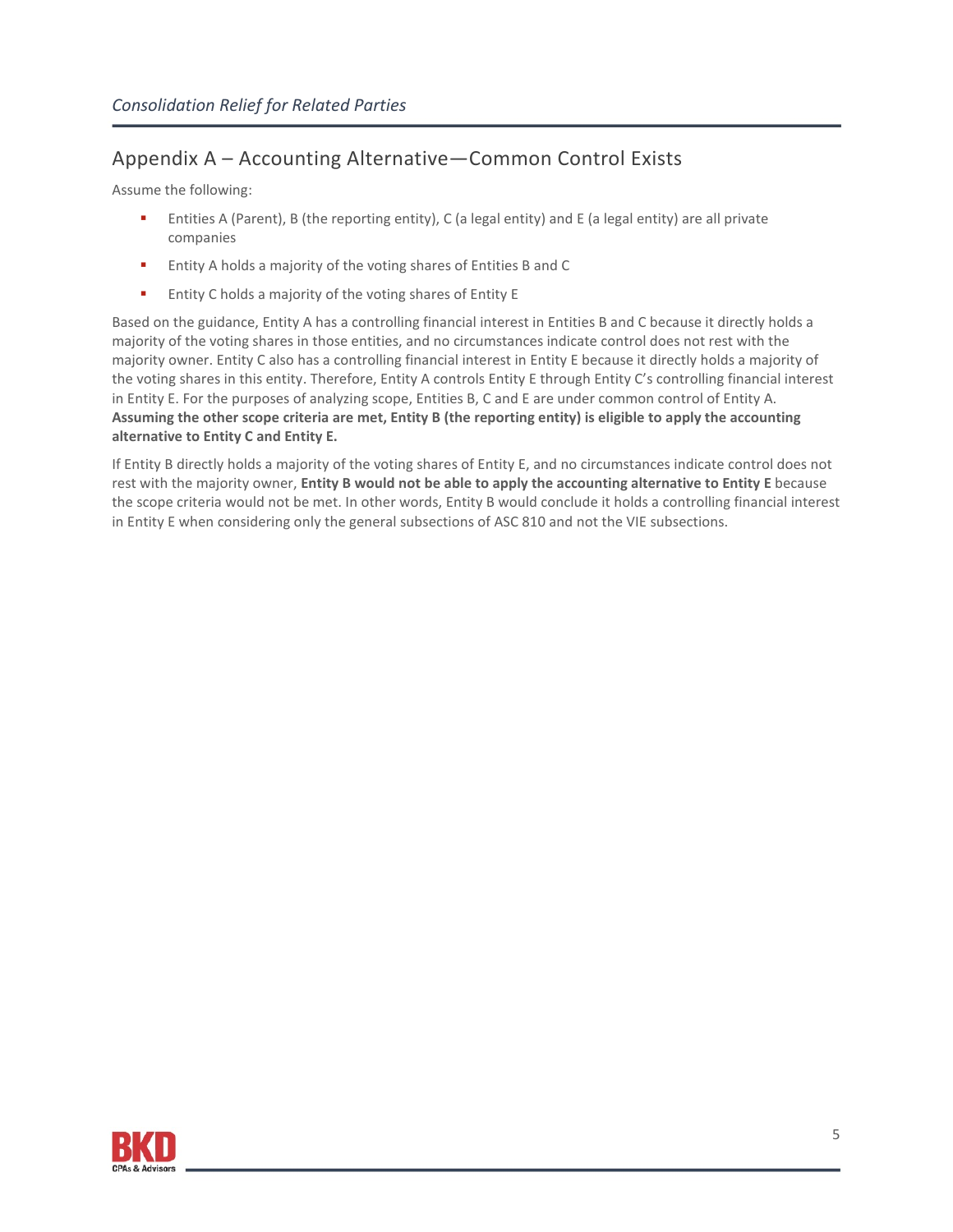## Appendix A – Accounting Alternative—Common Control Exists

Assume the following:

- Entities A (Parent), B (the reporting entity), C (a legal entity) and E (a legal entity) are all private companies
- Entity A holds a majority of the voting shares of Entities B and C
- Entity C holds a majority of the voting shares of Entity E

Based on the guidance, Entity A has a controlling financial interest in Entities B and C because it directly holds a majority of the voting shares in those entities, and no circumstances indicate control does not rest with the majority owner. Entity C also has a controlling financial interest in Entity E because it directly holds a majority of the voting shares in this entity. Therefore, Entity A controls Entity E through Entity C's controlling financial interest in Entity E. For the purposes of analyzing scope, Entities B, C and E are under common control of Entity A. **Assuming the other scope criteria are met, Entity B (the reporting entity) is eligible to apply the accounting alternative to Entity C and Entity E.**

If Entity B directly holds a majority of the voting shares of Entity E, and no circumstances indicate control does not rest with the majority owner, **Entity B would not be able to apply the accounting alternative to Entity E** because the scope criteria would not be met. In other words, Entity B would conclude it holds a controlling financial interest in Entity E when considering only the general subsections of ASC 810 and not the VIE subsections.